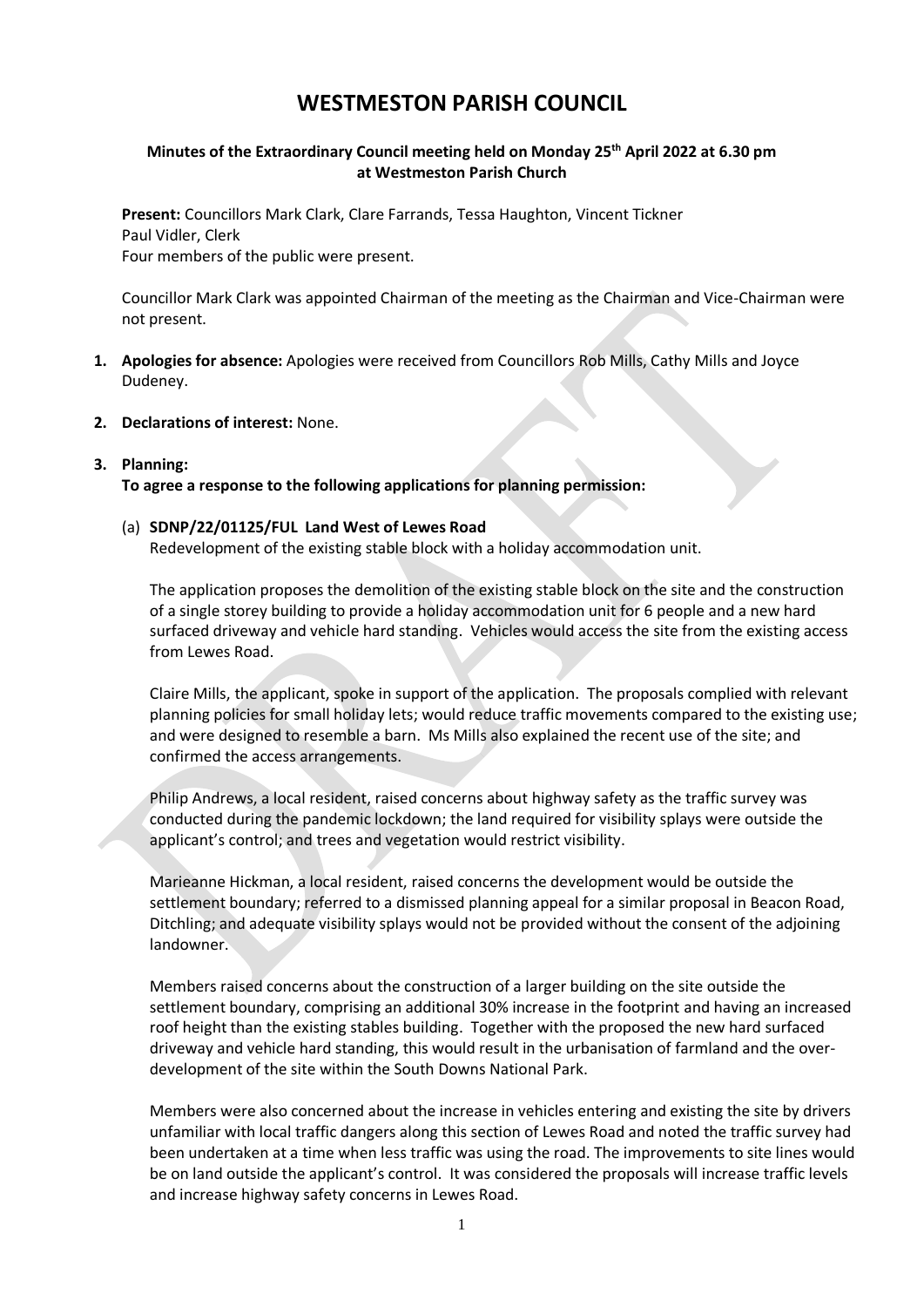# WESTMESTON PARISH COUNCIL

**Minutes of the Extraordinary Council meeting held on Monday 25th April 2022 at 6.30 pm at Westmeston Parish Church**

**Present:** Councillors Mark Clark, Clare Farrands, Tessa Haughton, Vincent Tickner
Paul Vidler, Clerk
Four members of the public were present.

Councillor Mark Clark was appointed Chairman of the meeting as the Chairman and Vice-Chairman were not present.

1. **Apologies for absence:** Apologies were received from Councillors Rob Mills, Cathy Mills and Joyce Dudeney.

2. **Declarations of interest:** None.

3. **Planning:**
   **To agree a response to the following applications for planning permission:**

   (a) **SDNP/22/01125/FUL Land West of Lewes Road**
   Redevelopment of the existing stable block with a holiday accommodation unit.

   The application proposes the demolition of the existing stable block on the site and the construction of a single storey building to provide a holiday accommodation unit for 6 people and a new hard surfaced driveway and vehicle hard standing. Vehicles would access the site from the existing access from Lewes Road.

   Claire Mills, the applicant, spoke in support of the application. The proposals complied with relevant planning policies for small holiday lets; would reduce traffic movements compared to the existing use; and were designed to resemble a barn. Ms Mills also explained the recent use of the site; and confirmed the access arrangements.

   Philip Andrews, a local resident, raised concerns about highway safety as the traffic survey was conducted during the pandemic lockdown; the land required for visibility splays were outside the applicant's control; and trees and vegetation would restrict visibility.

   Marieanne Hickman, a local resident, raised concerns the development would be outside the settlement boundary; referred to a dismissed planning appeal for a similar proposal in Beacon Road, Ditchling; and adequate visibility splays would not be provided without the consent of the adjoining landowner.

   Members raised concerns about the construction of a larger building on the site outside the settlement boundary, comprising an additional 30% increase in the footprint and having an increased roof height than the existing stables building. Together with the proposed the new hard surfaced driveway and vehicle hard standing, this would result in the urbanisation of farmland and the over-development of the site within the South Downs National Park.

   Members were also concerned about the increase in vehicles entering and existing the site by drivers unfamiliar with local traffic dangers along this section of Lewes Road and noted the traffic survey had been undertaken at a time when less traffic was using the road. The improvements to site lines would be on land outside the applicant's control. It was considered the proposals will increase traffic levels and increase highway safety concerns in Lewes Road.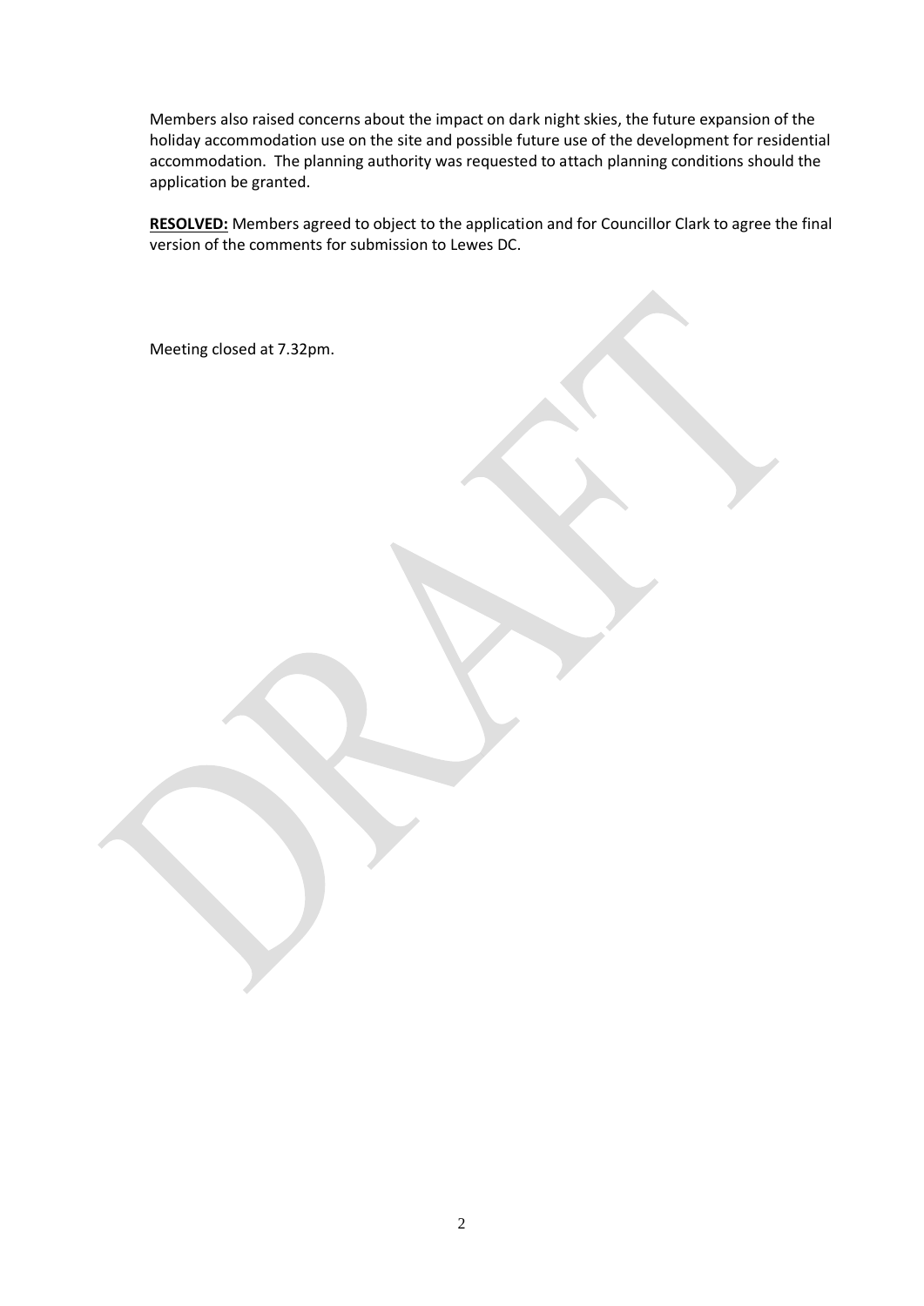Members also raised concerns about the impact on dark night skies, the future expansion of the holiday accommodation use on the site and possible future use of the development for residential accommodation. The planning authority was requested to attach planning conditions should the application be granted.

**RESOLVED:** Members agreed to object to the application and for Councillor Clark to agree the final version of the comments for submission to Lewes DC.

Meeting closed at 7.32pm.